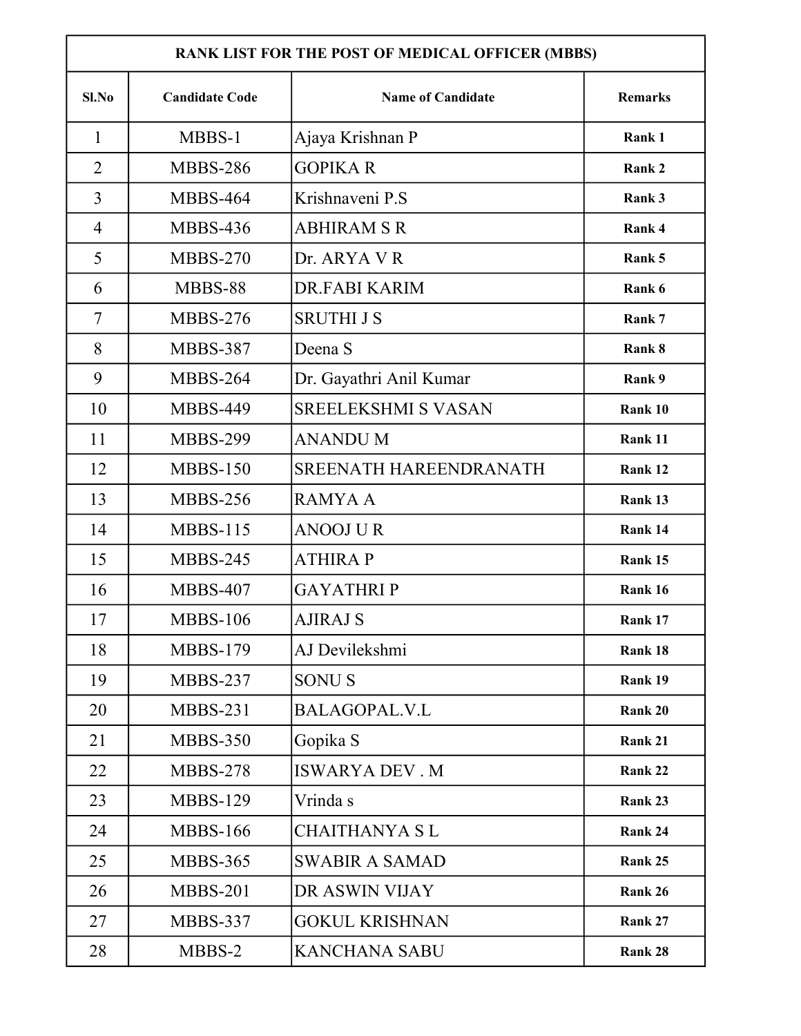| RANK LIST FOR THE POST OF MEDICAL OFFICER (MBBS) | | | |
|---|---|---|---|
| **Sl.No** | **Candidate Code** | **Name of Candidate** | **Remarks** |
| 1 | MBBS-1 | Ajaya Krishnan P | **Rank 1** |
| 2 | MBBS-286 | GOPIKA R | **Rank 2** |
| 3 | MBBS-464 | Krishnaveni P.S | **Rank 3** |
| 4 | MBBS-436 | ABHIRAM S R | **Rank 4** |
| 5 | MBBS-270 | Dr. ARYA V R | **Rank 5** |
| 6 | MBBS-88 | DR.FABI KARIM | **Rank 6** |
| 7 | MBBS-276 | SRUTHI J S | **Rank 7** |
| 8 | MBBS-387 | Deena S | **Rank 8** |
| 9 | MBBS-264 | Dr. Gayathri Anil Kumar | **Rank 9** |
| 10 | MBBS-449 | SREELEKSHMI S VASAN | **Rank 10** |
| 11 | MBBS-299 | ANANDU M | **Rank 11** |
| 12 | MBBS-150 | SREENATH HAREENDRANATH | **Rank 12** |
| 13 | MBBS-256 | RAMYA A | **Rank 13** |
| 14 | MBBS-115 | ANOOJ U R | **Rank 14** |
| 15 | MBBS-245 | ATHIRA P | **Rank 15** |
| 16 | MBBS-407 | GAYATHRI P | **Rank 16** |
| 17 | MBBS-106 | AJIRAJ S | **Rank 17** |
| 18 | MBBS-179 | AJ Devilekshmi | **Rank 18** |
| 19 | MBBS-237 | SONU S | **Rank 19** |
| 20 | MBBS-231 | BALAGOPAL.V.L | **Rank 20** |
| 21 | MBBS-350 | Gopika S | **Rank 21** |
| 22 | MBBS-278 | ISWARYA DEV . M | **Rank 22** |
| 23 | MBBS-129 | Vrinda s | **Rank 23** |
| 24 | MBBS-166 | CHAITHANYA S L | **Rank 24** |
| 25 | MBBS-365 | SWABIR A SAMAD | **Rank 25** |
| 26 | MBBS-201 | DR ASWIN VIJAY | **Rank 26** |
| 27 | MBBS-337 | GOKUL KRISHNAN | **Rank 27** |
| 28 | MBBS-2 | KANCHANA SABU | **Rank 28** |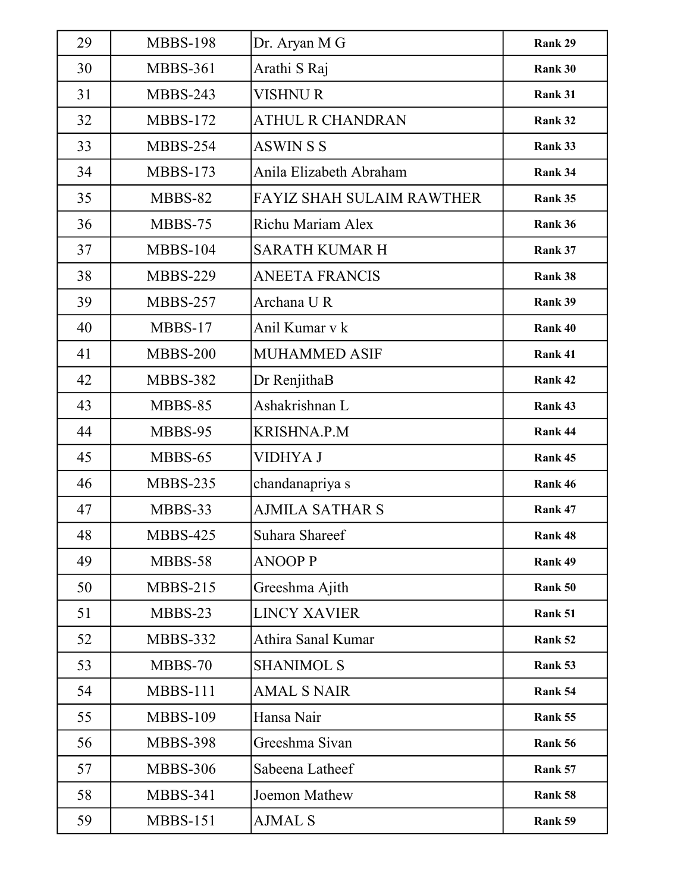| 29 | MBBS-198 | Dr. Aryan M G | **Rank 29** |
|---|---|---|---|
| 30 | MBBS-361 | Arathi S Raj | **Rank 30** |
| 31 | MBBS-243 | VISHNU R | **Rank 31** |
| 32 | MBBS-172 | ATHUL R CHANDRAN | **Rank 32** |
| 33 | MBBS-254 | ASWIN S S | **Rank 33** |
| 34 | MBBS-173 | Anila Elizabeth Abraham | **Rank 34** |
| 35 | MBBS-82 | FAYIZ SHAH SULAIM RAWTHER | **Rank 35** |
| 36 | MBBS-75 | Richu Mariam Alex | **Rank 36** |
| 37 | MBBS-104 | SARATH KUMAR H | **Rank 37** |
| 38 | MBBS-229 | ANEETA FRANCIS | **Rank 38** |
| 39 | MBBS-257 | Archana U R | **Rank 39** |
| 40 | MBBS-17 | Anil Kumar v k | **Rank 40** |
| 41 | MBBS-200 | MUHAMMED ASIF | **Rank 41** |
| 42 | MBBS-382 | Dr RenjithaB | **Rank 42** |
| 43 | MBBS-85 | Ashakrishnan L | **Rank 43** |
| 44 | MBBS-95 | KRISHNA.P.M | **Rank 44** |
| 45 | MBBS-65 | VIDHYA J | **Rank 45** |
| 46 | MBBS-235 | chandanapriya s | **Rank 46** |
| 47 | MBBS-33 | AJMILA SATHAR S | **Rank 47** |
| 48 | MBBS-425 | Suhara Shareef | **Rank 48** |
| 49 | MBBS-58 | ANOOP P | **Rank 49** |
| 50 | MBBS-215 | Greeshma Ajith | **Rank 50** |
| 51 | MBBS-23 | LINCY XAVIER | **Rank 51** |
| 52 | MBBS-332 | Athira Sanal Kumar | **Rank 52** |
| 53 | MBBS-70 | SHANIMOL S | **Rank 53** |
| 54 | MBBS-111 | AMAL S NAIR | **Rank 54** |
| 55 | MBBS-109 | Hansa Nair | **Rank 55** |
| 56 | MBBS-398 | Greeshma Sivan | **Rank 56** |
| 57 | MBBS-306 | Sabeena Latheef | **Rank 57** |
| 58 | MBBS-341 | Joemon Mathew | **Rank 58** |
| 59 | MBBS-151 | AJMAL S | **Rank 59** |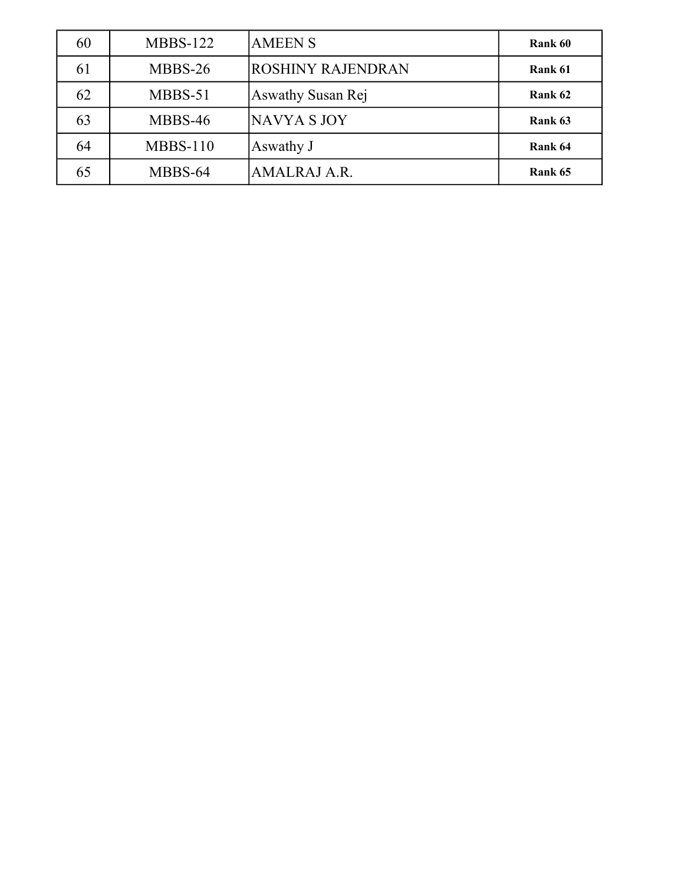| | | | |
|---|---|---|---|
| 60 | MBBS-122 | AMEEN S | **Rank 60** |
| 61 | MBBS-26 | ROSHINY RAJENDRAN | **Rank 61** |
| 62 | MBBS-51 | Aswathy Susan Rej | **Rank 62** |
| 63 | MBBS-46 | NAVYA S JOY | **Rank 63** |
| 64 | MBBS-110 | Aswathy J | **Rank 64** |
| 65 | MBBS-64 | AMALRAJ A.R. | **Rank 65** |